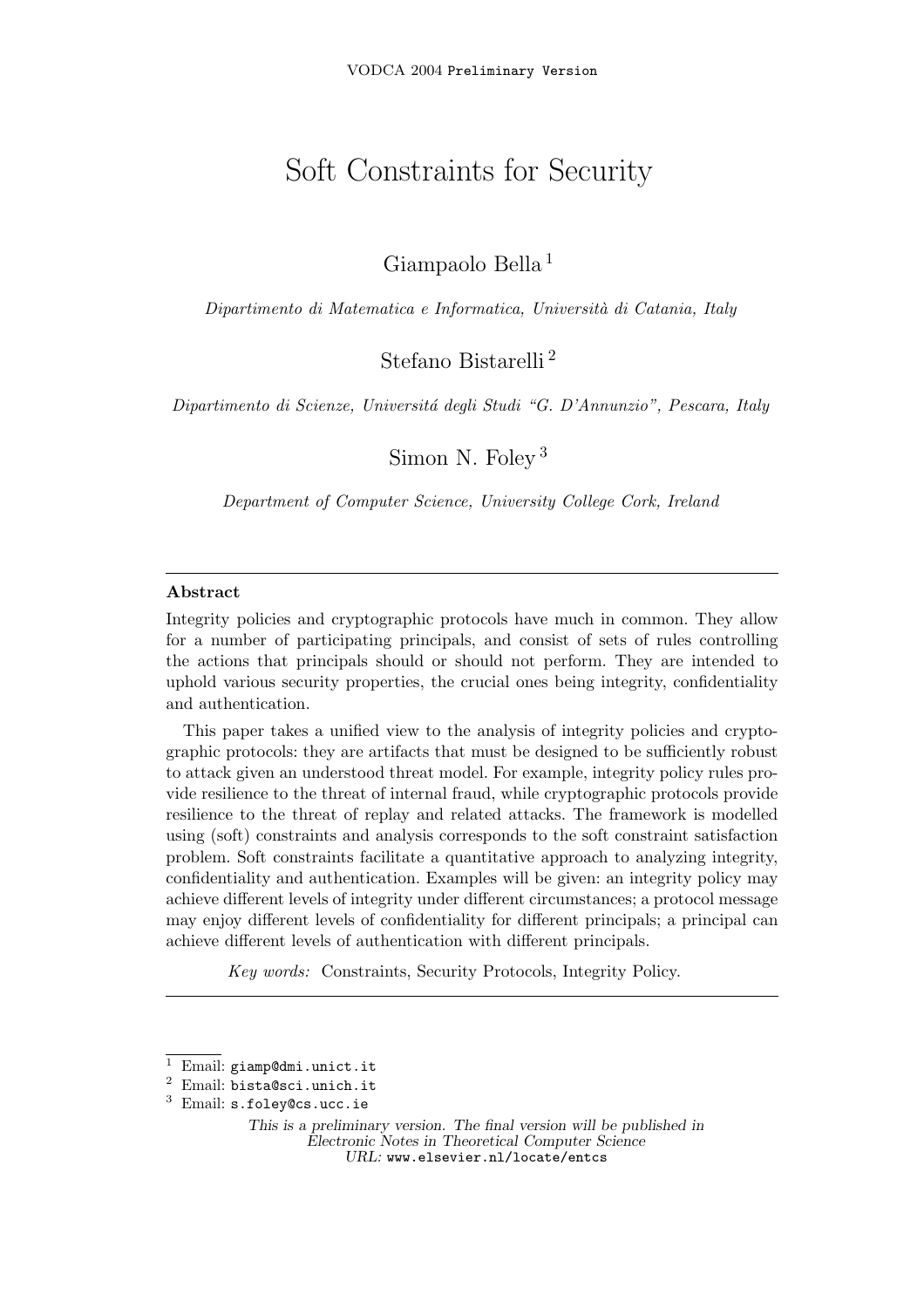# Soft Constraints for Security

Giampaolo Bella [1]

*Dipartimento di Matematica e Informatica, Università di Catania, Italy*

Stefano Bistarelli [2]

*Dipartimento di Scienze, Universitá degli Studi "G. D'Annunzio", Pescara, Italy*

Simon N. Foley [3]

*Department of Computer Science, University College Cork, Ireland*

---

**Abstract**

Integrity policies and cryptographic protocols have much in common. They allow for a number of participating principals, and consist of sets of rules controlling the actions that principals should or should not perform. They are intended to uphold various security properties, the crucial ones being integrity, confidentiality and authentication.

This paper takes a unified view to the analysis of integrity policies and cryptographic protocols: they are artifacts that must be designed to be sufficiently robust to attack given an understood threat model. For example, integrity policy rules provide resilience to the threat of internal fraud, while cryptographic protocols provide resilience to the threat of replay and related attacks. The framework is modelled using (soft) constraints and analysis corresponds to the soft constraint satisfaction problem. Soft constraints facilitate a quantitative approach to analyzing integrity, confidentiality and authentication. Examples will be given: an integrity policy may achieve different levels of integrity under different circumstances; a protocol message may enjoy different levels of confidentiality for different principals; a principal can achieve different levels of authentication with different principals.

*Key words:* Constraints, Security Protocols, Integrity Policy.

---

[1] Email: giamp@dmi.unict.it

[2] Email: bista@sci.unich.it

[3] Email: s.foley@cs.ucc.ie

*This is a preliminary version. The final version will be published in Electronic Notes in Theoretical Computer Science*
*URL:* www.elsevier.nl/locate/entcs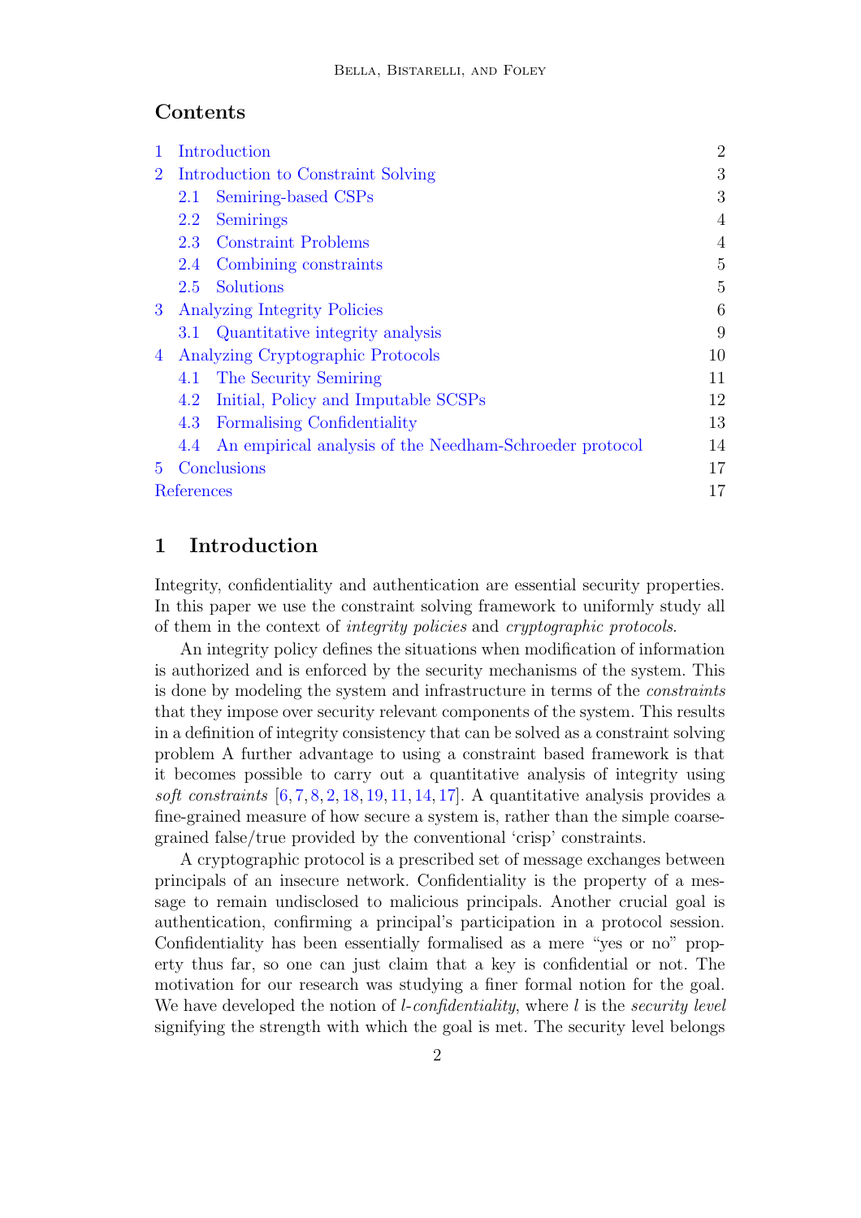## Contents

1 Introduction 2
2 Introduction to Constraint Solving 3
  2.1 Semiring-based CSPs 3
  2.2 Semirings 4
  2.3 Constraint Problems 4
  2.4 Combining constraints 5
  2.5 Solutions 5
3 Analyzing Integrity Policies 6
  3.1 Quantitative integrity analysis 9
4 Analyzing Cryptographic Protocols 10
  4.1 The Security Semiring 11
  4.2 Initial, Policy and Imputable SCSPs 12
  4.3 Formalising Confidentiality 13
  4.4 An empirical analysis of the Needham-Schroeder protocol 14
5 Conclusions 17
References 17

## 1 Introduction

Integrity, confidentiality and authentication are essential security properties. In this paper we use the constraint solving framework to uniformly study all of them in the context of *integrity policies* and *cryptographic protocols*.

An integrity policy defines the situations when modification of information is authorized and is enforced by the security mechanisms of the system. This is done by modeling the system and infrastructure in terms of the *constraints* that they impose over security relevant components of the system. This results in a definition of integrity consistency that can be solved as a constraint solving problem A further advantage to using a constraint based framework is that it becomes possible to carry out a quantitative analysis of integrity using *soft constraints* [6, 7, 8, 2, 18, 19, 11, 14, 17]. A quantitative analysis provides a fine-grained measure of how secure a system is, rather than the simple coarse-grained false/true provided by the conventional 'crisp' constraints.

A cryptographic protocol is a prescribed set of message exchanges between principals of an insecure network. Confidentiality is the property of a message to remain undisclosed to malicious principals. Another crucial goal is authentication, confirming a principal's participation in a protocol session. Confidentiality has been essentially formalised as a mere "yes or no" property thus far, so one can just claim that a key is confidential or not. The motivation for our research was studying a finer formal notion for the goal. We have developed the notion of *l-confidentiality*, where *l* is the *security level* signifying the strength with which the goal is met. The security level belongs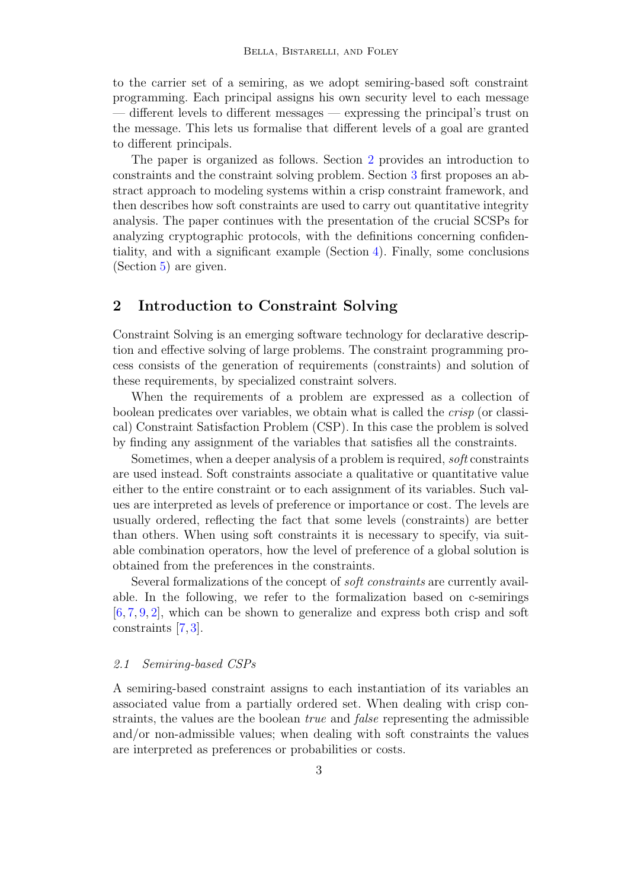to the carrier set of a semiring, as we adopt semiring-based soft constraint programming. Each principal assigns his own security level to each message — different levels to different messages — expressing the principal's trust on the message. This lets us formalise that different levels of a goal are granted to different principals.

The paper is organized as follows. Section 2 provides an introduction to constraints and the constraint solving problem. Section 3 first proposes an abstract approach to modeling systems within a crisp constraint framework, and then describes how soft constraints are used to carry out quantitative integrity analysis. The paper continues with the presentation of the crucial SCSPs for analyzing cryptographic protocols, with the definitions concerning confidentiality, and with a significant example (Section 4). Finally, some conclusions (Section 5) are given.

## 2 Introduction to Constraint Solving

Constraint Solving is an emerging software technology for declarative description and effective solving of large problems. The constraint programming process consists of the generation of requirements (constraints) and solution of these requirements, by specialized constraint solvers.

When the requirements of a problem are expressed as a collection of boolean predicates over variables, we obtain what is called the *crisp* (or classical) Constraint Satisfaction Problem (CSP). In this case the problem is solved by finding any assignment of the variables that satisfies all the constraints.

Sometimes, when a deeper analysis of a problem is required, *soft* constraints are used instead. Soft constraints associate a qualitative or quantitative value either to the entire constraint or to each assignment of its variables. Such values are interpreted as levels of preference or importance or cost. The levels are usually ordered, reflecting the fact that some levels (constraints) are better than others. When using soft constraints it is necessary to specify, via suitable combination operators, how the level of preference of a global solution is obtained from the preferences in the constraints.

Several formalizations of the concept of *soft constraints* are currently available. In the following, we refer to the formalization based on c-semirings [6, 7, 9, 2], which can be shown to generalize and express both crisp and soft constraints [7, 3].

### *2.1 Semiring-based CSPs*

A semiring-based constraint assigns to each instantiation of its variables an associated value from a partially ordered set. When dealing with crisp constraints, the values are the boolean *true* and *false* representing the admissible and/or non-admissible values; when dealing with soft constraints the values are interpreted as preferences or probabilities or costs.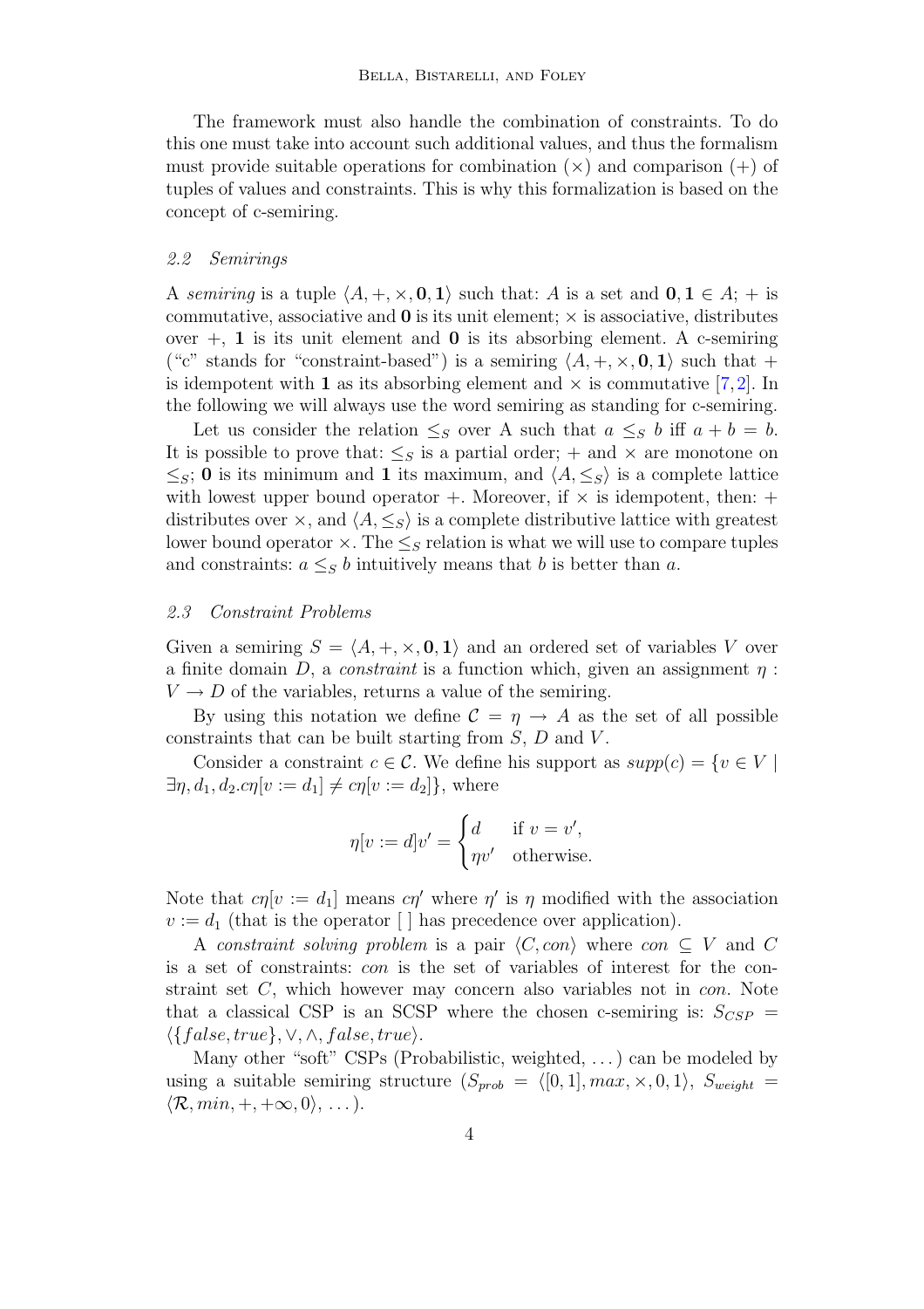The framework must also handle the combination of constraints. To do this one must take into account such additional values, and thus the formalism must provide suitable operations for combination ($\times$) and comparison ($+$) of tuples of values and constraints. This is why this formalization is based on the concept of c-semiring.

### *2.2 Semirings*

A *semiring* is a tuple $\langle A, +, \times, \mathbf{0}, \mathbf{1}\rangle$ such that: $A$ is a set and $\mathbf{0}, \mathbf{1} \in A$; $+$ is commutative, associative and $\mathbf{0}$ is its unit element; $\times$ is associative, distributes over $+$, $\mathbf{1}$ is its unit element and $\mathbf{0}$ is its absorbing element. A c-semiring ("c" stands for "constraint-based") is a semiring $\langle A, +, \times, \mathbf{0}, \mathbf{1}\rangle$ such that $+$ is idempotent with $\mathbf{1}$ as its absorbing element and $\times$ is commutative [7,2]. In the following we will always use the word semiring as standing for c-semiring.

Let us consider the relation $\leq_S$ over A such that $a \leq_S b$ iff $a + b = b$. It is possible to prove that: $\leq_S$ is a partial order; $+$ and $\times$ are monotone on $\leq_S$; $\mathbf{0}$ is its minimum and $\mathbf{1}$ its maximum, and $\langle A, \leq_S\rangle$ is a complete lattice with lowest upper bound operator $+$. Moreover, if $\times$ is idempotent, then: $+$ distributes over $\times$, and $\langle A, \leq_S\rangle$ is a complete distributive lattice with greatest lower bound operator $\times$. The $\leq_S$ relation is what we will use to compare tuples and constraints: $a \leq_S b$ intuitively means that $b$ is better than $a$.

### *2.3 Constraint Problems*

Given a semiring $S = \langle A, +, \times, \mathbf{0}, \mathbf{1}\rangle$ and an ordered set of variables $V$ over a finite domain $D$, a *constraint* is a function which, given an assignment $\eta : V \to D$ of the variables, returns a value of the semiring.

By using this notation we define $\mathcal{C} = \eta \to A$ as the set of all possible constraints that can be built starting from $S$, $D$ and $V$.

Consider a constraint $c \in \mathcal{C}$. We define his support as $supp(c) = \{v \in V \mid \exists \eta, d_1, d_2 . c\eta[v := d_1] \neq c\eta[v := d_2]\}$, where

$$\eta[v := d]v' = \begin{cases} d & \text{if } v = v', \\ \eta v' & \text{otherwise.} \end{cases}$$

Note that $c\eta[v := d_1]$ means $c\eta'$ where $\eta'$ is $\eta$ modified with the association $v := d_1$ (that is the operator [ ] has precedence over application).

A *constraint solving problem* is a pair $\langle C, con\rangle$ where $con \subseteq V$ and $C$ is a set of constraints: $con$ is the set of variables of interest for the constraint set $C$, which however may concern also variables not in $con$. Note that a classical CSP is an SCSP where the chosen c-semiring is: $S_{CSP} = \langle \{false, true\}, \vee, \wedge, false, true\rangle$.

Many other "soft" CSPs (Probabilistic, weighted, ...) can be modeled by using a suitable semiring structure ($S_{prob} = \langle [0, 1], max, \times, 0, 1\rangle$, $S_{weight} = \langle \mathcal{R}, min, +, +\infty, 0\rangle$, ...).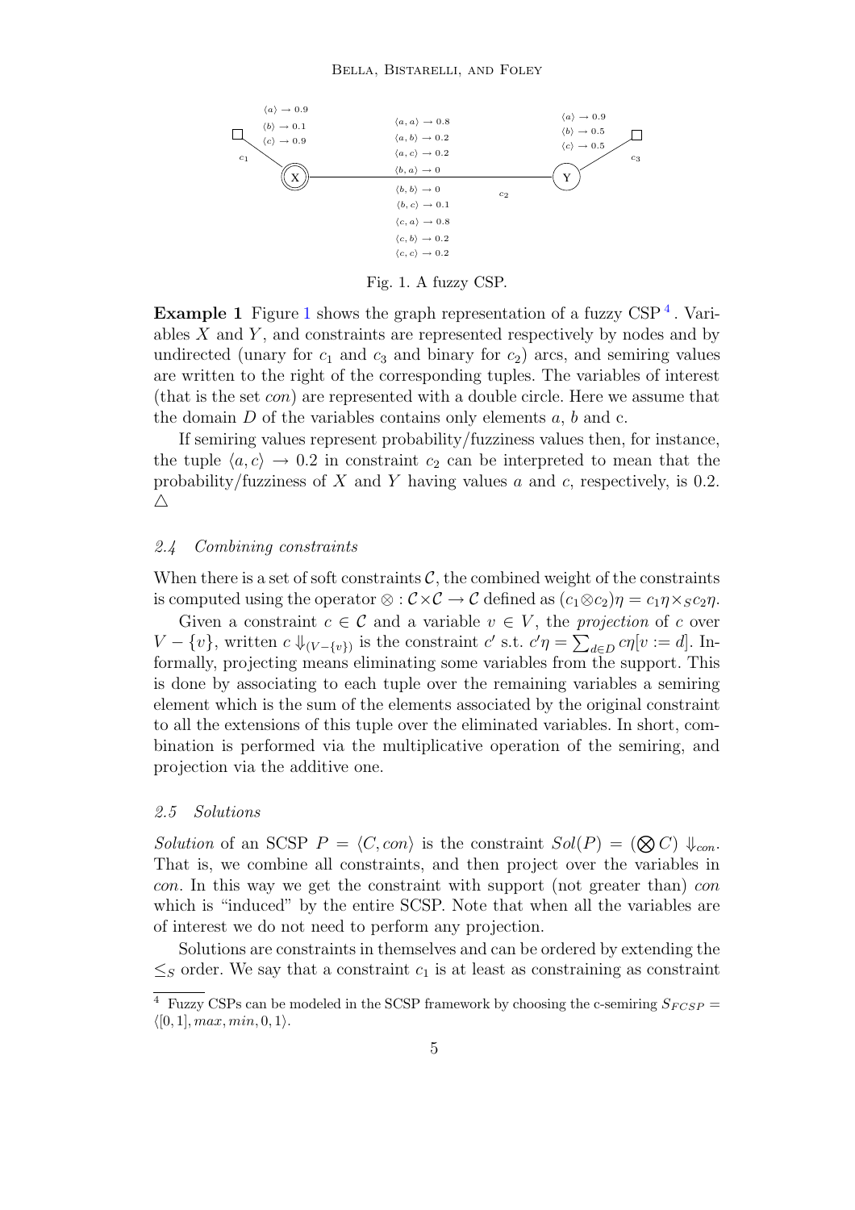$\langle a \rangle \rightarrow 0.9$
$\langle b \rangle \rightarrow 0.1$
$\langle c \rangle \rightarrow 0.9$

$\langle a, a \rangle \rightarrow 0.8$
$\langle a, b \rangle \rightarrow 0.2$
$\langle a, c \rangle \rightarrow 0.2$
$\langle b, a \rangle \rightarrow 0$
$\langle b, b \rangle \rightarrow 0$
$\langle b, c \rangle \rightarrow 0.1$
$\langle c, a \rangle \rightarrow 0.8$
$\langle c, b \rangle \rightarrow 0.2$
$\langle c, c \rangle \rightarrow 0.2$

$\langle a \rangle \rightarrow 0.9$
$\langle b \rangle \rightarrow 0.5$
$\langle c \rangle \rightarrow 0.5$

Fig. 1. A fuzzy CSP.

**Example 1** Figure 1 shows the graph representation of a fuzzy CSP [4]. Variables $X$ and $Y$, and constraints are represented respectively by nodes and by undirected (unary for $c_1$ and $c_3$ and binary for $c_2$) arcs, and semiring values are written to the right of the corresponding tuples. The variables of interest (that is the set *con*) are represented with a double circle. Here we assume that the domain $D$ of the variables contains only elements $a$, $b$ and c.

If semiring values represent probability/fuzziness values then, for instance, the tuple $\langle a, c \rangle \rightarrow 0.2$ in constraint $c_2$ can be interpreted to mean that the probability/fuzziness of $X$ and $Y$ having values $a$ and $c$, respectively, is 0.2. $\triangle$

### *2.4 Combining constraints*

When there is a set of soft constraints $\mathcal{C}$, the combined weight of the constraints is computed using the operator $\otimes : \mathcal{C} \times \mathcal{C} \rightarrow \mathcal{C}$ defined as $(c_1 \otimes c_2)\eta = c_1\eta \times_S c_2\eta$.

Given a constraint $c \in \mathcal{C}$ and a variable $v \in V$, the *projection* of $c$ over $V - \{v\}$, written $c \Downarrow_{(V-\{v\})}$ is the constraint $c'$ s.t. $c'\eta = \sum_{d \in D} c\eta[v := d]$. Informally, projecting means eliminating some variables from the support. This is done by associating to each tuple over the remaining variables a semiring element which is the sum of the elements associated by the original constraint to all the extensions of this tuple over the eliminated variables. In short, combination is performed via the multiplicative operation of the semiring, and projection via the additive one.

### *2.5 Solutions*

*Solution* of an SCSP $P = \langle C, con \rangle$ is the constraint $Sol(P) = (\bigotimes C) \Downarrow_{con}$. That is, we combine all constraints, and then project over the variables in *con*. In this way we get the constraint with support (not greater than) *con* which is "induced" by the entire SCSP. Note that when all the variables are of interest we do not need to perform any projection.

Solutions are constraints in themselves and can be ordered by extending the $\leq_S$ order. We say that a constraint $c_1$ is at least as constraining as constraint

[4] Fuzzy CSPs can be modeled in the SCSP framework by choosing the c-semiring $S_{FCSP} = \langle [0, 1], max, min, 0, 1 \rangle$.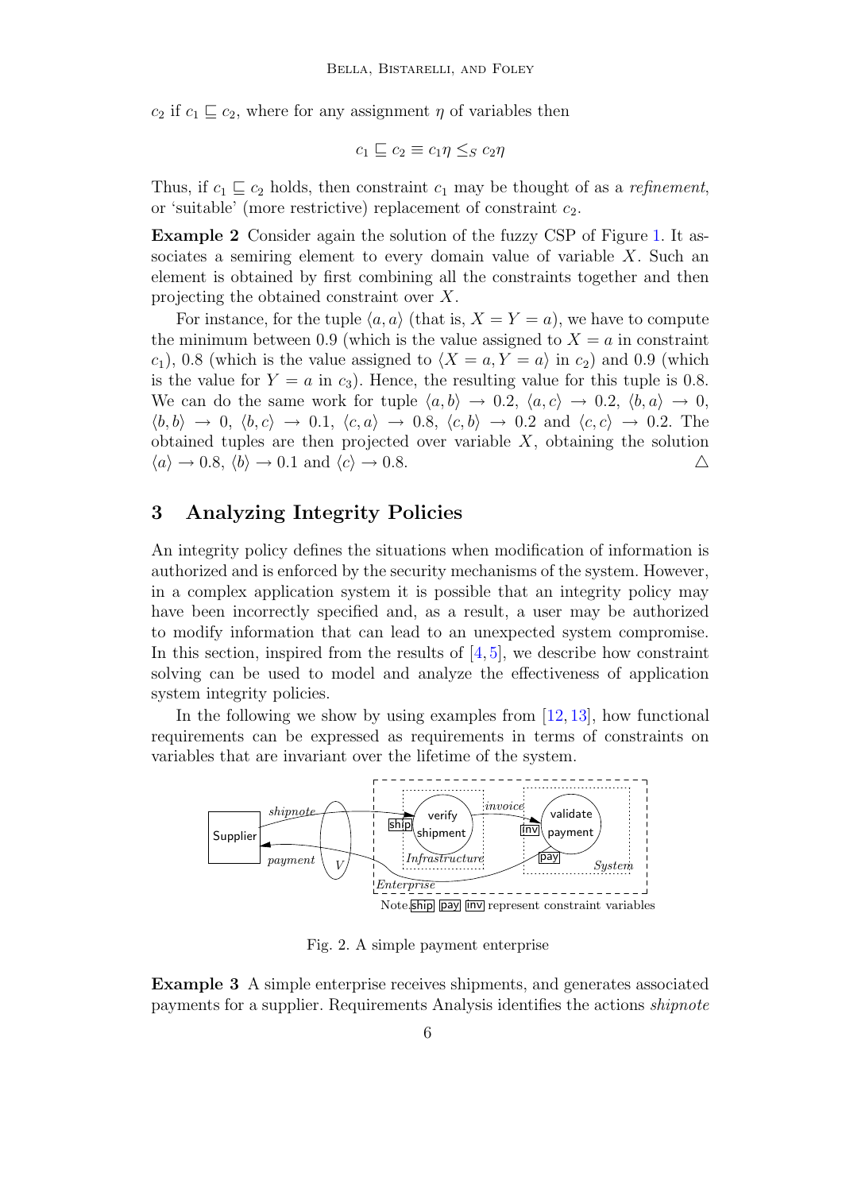$c_2$ if $c_1 \sqsubseteq c_2$, where for any assignment $\eta$ of variables then

$$c_1 \sqsubseteq c_2 \equiv c_1\eta \leq_S c_2\eta$$

Thus, if $c_1 \sqsubseteq c_2$ holds, then constraint $c_1$ may be thought of as a *refinement*, or 'suitable' (more restrictive) replacement of constraint $c_2$.

**Example 2** Consider again the solution of the fuzzy CSP of Figure 1. It associates a semiring element to every domain value of variable $X$. Such an element is obtained by first combining all the constraints together and then projecting the obtained constraint over $X$.

For instance, for the tuple $\langle a, a\rangle$ (that is, $X = Y = a$), we have to compute the minimum between 0.9 (which is the value assigned to $X = a$ in constraint $c_1$), 0.8 (which is the value assigned to $\langle X = a, Y = a\rangle$ in $c_2$) and 0.9 (which is the value for $Y = a$ in $c_3$). Hence, the resulting value for this tuple is 0.8. We can do the same work for tuple $\langle a, b\rangle \rightarrow 0.2$, $\langle a, c\rangle \rightarrow 0.2$, $\langle b, a\rangle \rightarrow 0$, $\langle b, b\rangle \rightarrow 0$, $\langle b, c\rangle \rightarrow 0.1$, $\langle c, a\rangle \rightarrow 0.8$, $\langle c, b\rangle \rightarrow 0.2$ and $\langle c, c\rangle \rightarrow 0.2$. The obtained tuples are then projected over variable $X$, obtaining the solution $\langle a\rangle \rightarrow 0.8$, $\langle b\rangle \rightarrow 0.1$ and $\langle c\rangle \rightarrow 0.8$. △

## 3 Analyzing Integrity Policies

An integrity policy defines the situations when modification of information is authorized and is enforced by the security mechanisms of the system. However, in a complex application system it is possible that an integrity policy may have been incorrectly specified and, as a result, a user may be authorized to modify information that can lead to an unexpected system compromise. In this section, inspired from the results of [4, 5], we describe how constraint solving can be used to model and analyze the effectiveness of application system integrity policies.

In the following we show by using examples from [12, 13], how functional requirements can be expressed as requirements in terms of constraints on variables that are invariant over the lifetime of the system.

Note: ship, pay, inv represent constraint variables

Fig. 2. A simple payment enterprise

**Example 3** A simple enterprise receives shipments, and generates associated payments for a supplier. Requirements Analysis identifies the actions *shipnote*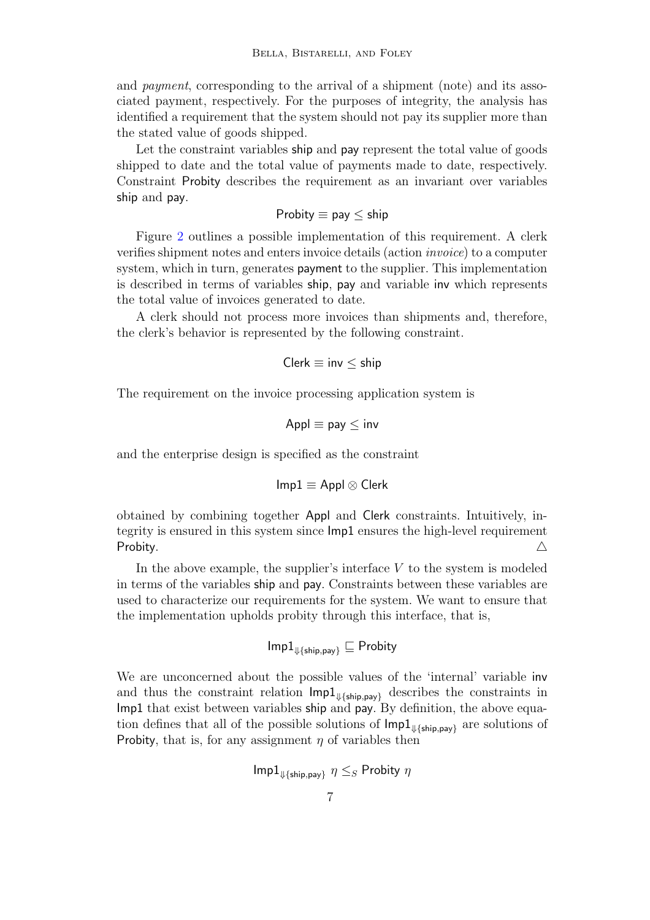and *payment*, corresponding to the arrival of a shipment (note) and its associated payment, respectively. For the purposes of integrity, the analysis has identified a requirement that the system should not pay its supplier more than the stated value of goods shipped.

Let the constraint variables $\mathsf{ship}$ and $\mathsf{pay}$ represent the total value of goods shipped to date and the total value of payments made to date, respectively. Constraint $\mathsf{Probity}$ describes the requirement as an invariant over variables $\mathsf{ship}$ and $\mathsf{pay}$.

$$\mathsf{Probity} \equiv \mathsf{pay} \leq \mathsf{ship}$$

Figure 2 outlines a possible implementation of this requirement. A clerk verifies shipment notes and enters invoice details (action *invoice*) to a computer system, which in turn, generates $\mathsf{payment}$ to the supplier. This implementation is described in terms of variables $\mathsf{ship}$, $\mathsf{pay}$ and variable $\mathsf{inv}$ which represents the total value of invoices generated to date.

A clerk should not process more invoices than shipments and, therefore, the clerk's behavior is represented by the following constraint.

$$\mathsf{Clerk} \equiv \mathsf{inv} \leq \mathsf{ship}$$

The requirement on the invoice processing application system is

$$\mathsf{Appl} \equiv \mathsf{pay} \leq \mathsf{inv}$$

and the enterprise design is specified as the constraint

$$\mathsf{Imp1} \equiv \mathsf{Appl} \otimes \mathsf{Clerk}$$

obtained by combining together $\mathsf{Appl}$ and $\mathsf{Clerk}$ constraints. Intuitively, integrity is ensured in this system since $\mathsf{Imp1}$ ensures the high-level requirement $\mathsf{Probity}$. $\triangle$

In the above example, the supplier's interface $V$ to the system is modeled in terms of the variables $\mathsf{ship}$ and $\mathsf{pay}$. Constraints between these variables are used to characterize our requirements for the system. We want to ensure that the implementation upholds probity through this interface, that is,

$$\mathsf{Imp1}_{\Downarrow\{\mathsf{ship},\mathsf{pay}\}} \sqsubseteq \mathsf{Probity}$$

We are unconcerned about the possible values of the 'internal' variable $\mathsf{inv}$ and thus the constraint relation $\mathsf{Imp1}_{\Downarrow\{\mathsf{ship},\mathsf{pay}\}}$ describes the constraints in $\mathsf{Imp1}$ that exist between variables $\mathsf{ship}$ and $\mathsf{pay}$. By definition, the above equation defines that all of the possible solutions of $\mathsf{Imp1}_{\Downarrow\{\mathsf{ship},\mathsf{pay}\}}$ are solutions of $\mathsf{Probity}$, that is, for any assignment $\eta$ of variables then

$$\mathsf{Imp1}_{\Downarrow\{\mathsf{ship},\mathsf{pay}\}}\ \eta \leq_S \mathsf{Probity}\ \eta$$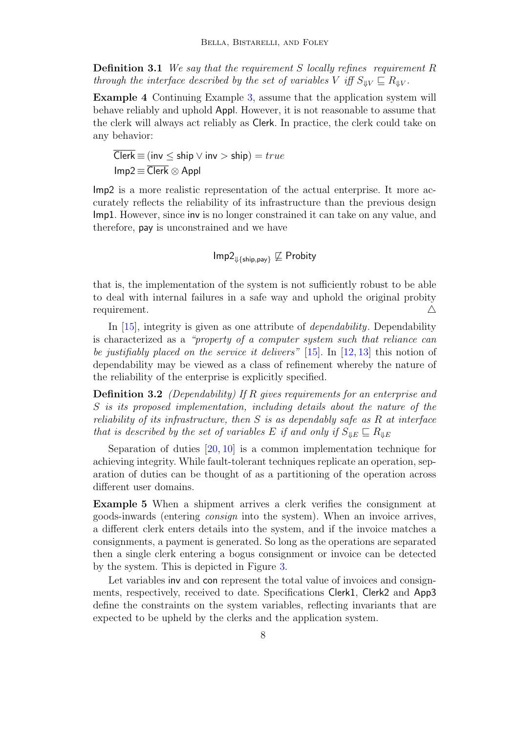**Definition 3.1** *We say that the requirement $S$ locally refines requirement $R$ through the interface described by the set of variables $V$ iff $S_{\Downarrow V} \sqsubseteq R_{\Downarrow V}$.*

**Example 4** Continuing Example 3, assume that the application system will behave reliably and uphold $\mathsf{Appl}$. However, it is not reasonable to assume that the clerk will always act reliably as $\mathsf{Clerk}$. In practice, the clerk could take on any behavior:

$$\overline{\mathsf{Clerk}} \equiv (\mathsf{inv} \leq \mathsf{ship} \vee \mathsf{inv} > \mathsf{ship}) = true$$
$$\mathsf{Imp2} \equiv \overline{\mathsf{Clerk}} \otimes \mathsf{Appl}$$

$\mathsf{Imp2}$ is a more realistic representation of the actual enterprise. It more accurately reflects the reliability of its infrastructure than the previous design $\mathsf{Imp1}$. However, since $\mathsf{inv}$ is no longer constrained it can take on any value, and therefore, $\mathsf{pay}$ is unconstrained and we have

$$\mathsf{Imp2}_{\Downarrow \{\mathsf{ship},\mathsf{pay}\}} \not\sqsubseteq \mathsf{Probity}$$

that is, the implementation of the system is not sufficiently robust to be able to deal with internal failures in a safe way and uphold the original probity requirement. △

In [15], integrity is given as one attribute of *dependability*. Dependability is characterized as a *"property of a computer system such that reliance can be justifiably placed on the service it delivers"* [15]. In [12, 13] this notion of dependability may be viewed as a class of refinement whereby the nature of the reliability of the enterprise is explicitly specified.

**Definition 3.2** *(Dependability) If $R$ gives requirements for an enterprise and $S$ is its proposed implementation, including details about the nature of the reliability of its infrastructure, then $S$ is as dependably safe as $R$ at interface that is described by the set of variables $E$ if and only if $S_{\Downarrow E} \sqsubseteq R_{\Downarrow E}$*

Separation of duties [20, 10] is a common implementation technique for achieving integrity. While fault-tolerant techniques replicate an operation, separation of duties can be thought of as a partitioning of the operation across different user domains.

**Example 5** When a shipment arrives a clerk verifies the consignment at goods-inwards (entering *consign* into the system). When an invoice arrives, a different clerk enters details into the system, and if the invoice matches a consignments, a payment is generated. So long as the operations are separated then a single clerk entering a bogus consignment or invoice can be detected by the system. This is depicted in Figure 3.

Let variables $\mathsf{inv}$ and $\mathsf{con}$ represent the total value of invoices and consignments, respectively, received to date. Specifications $\mathsf{Clerk1}$, $\mathsf{Clerk2}$ and $\mathsf{App3}$ define the constraints on the system variables, reflecting invariants that are expected to be upheld by the clerks and the application system.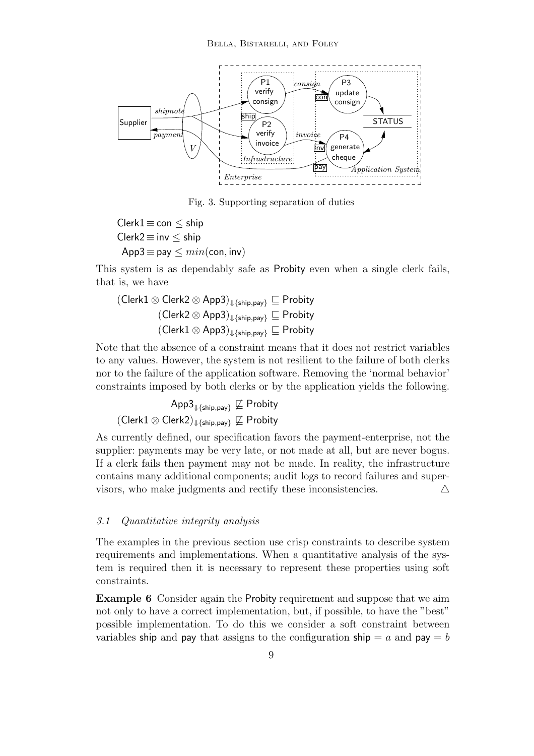Fig. 3. Supporting separation of duties

$$\mathsf{Clerk1} \equiv \mathsf{con} \leq \mathsf{ship}$$
$$\mathsf{Clerk2} \equiv \mathsf{inv} \leq \mathsf{ship}$$
$$\mathsf{App3} \equiv \mathsf{pay} \leq min(\mathsf{con}, \mathsf{inv})$$

This system is as dependably safe as Probity even when a single clerk fails, that is, we have

$$(\mathsf{Clerk1} \otimes \mathsf{Clerk2} \otimes \mathsf{App3})_{\Downarrow\{\mathsf{ship},\mathsf{pay}\}} \sqsubseteq \mathsf{Probity}$$
$$(\mathsf{Clerk2} \otimes \mathsf{App3})_{\Downarrow\{\mathsf{ship},\mathsf{pay}\}} \sqsubseteq \mathsf{Probity}$$
$$(\mathsf{Clerk1} \otimes \mathsf{App3})_{\Downarrow\{\mathsf{ship},\mathsf{pay}\}} \sqsubseteq \mathsf{Probity}$$

Note that the absence of a constraint means that it does not restrict variables to any values. However, the system is not resilient to the failure of both clerks nor to the failure of the application software. Removing the 'normal behavior' constraints imposed by both clerks or by the application yields the following.

$$\mathsf{App3}_{\Downarrow\{\mathsf{ship},\mathsf{pay}\}} \not\sqsubseteq \mathsf{Probity}$$
$$(\mathsf{Clerk1} \otimes \mathsf{Clerk2})_{\Downarrow\{\mathsf{ship},\mathsf{pay}\}} \not\sqsubseteq \mathsf{Probity}$$

As currently defined, our specification favors the payment-enterprise, not the supplier: payments may be very late, or not made at all, but are never bogus. If a clerk fails then payment may not be made. In reality, the infrastructure contains many additional components; audit logs to record failures and supervisors, who make judgments and rectify these inconsistencies. $\triangle$

### 3.1 Quantitative integrity analysis

The examples in the previous section use crisp constraints to describe system requirements and implementations. When a quantitative analysis of the system is required then it is necessary to represent these properties using soft constraints.

**Example 6** Consider again the Probity requirement and suppose that we aim not only to have a correct implementation, but, if possible, to have the "best" possible implementation. To do this we consider a soft constraint between variables ship and pay that assigns to the configuration $\mathsf{ship} = a$ and $\mathsf{pay} = b$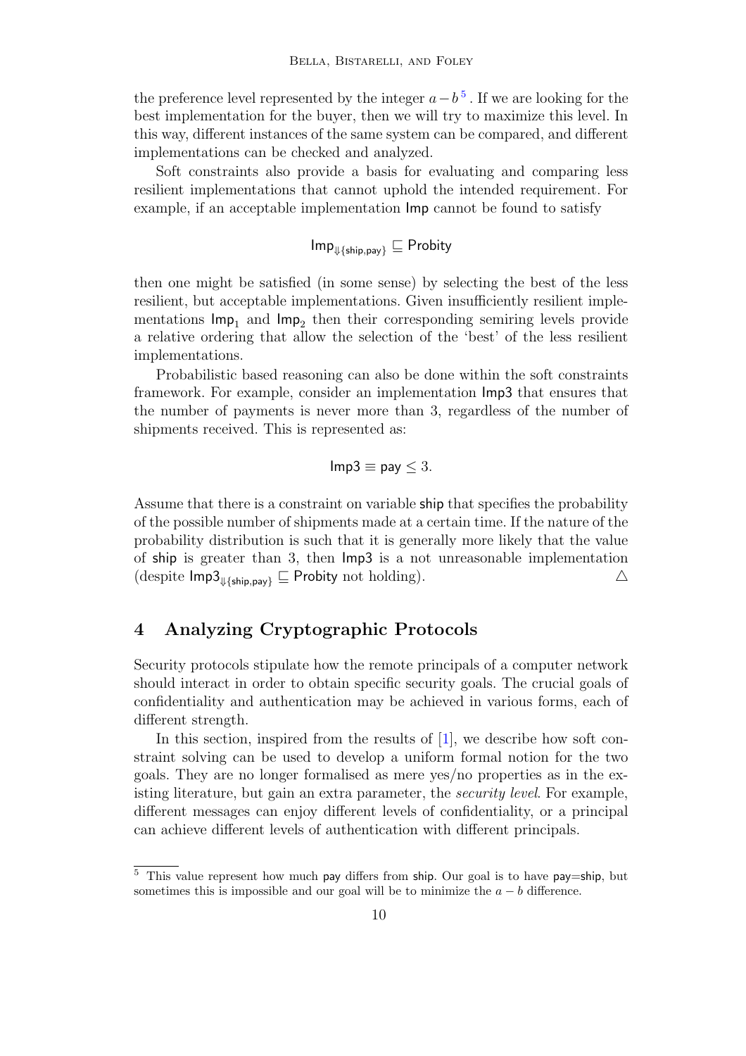the preference level represented by the integer $a - b$[5]. If we are looking for the best implementation for the buyer, then we will try to maximize this level. In this way, different instances of the same system can be compared, and different implementations can be checked and analyzed.

Soft constraints also provide a basis for evaluating and comparing less resilient implementations that cannot uphold the intended requirement. For example, if an acceptable implementation Imp cannot be found to satisfy

$$\mathsf{Imp}_{\Downarrow\{\mathsf{ship},\mathsf{pay}\}} \sqsubseteq \mathsf{Probity}$$

then one might be satisfied (in some sense) by selecting the best of the less resilient, but acceptable implementations. Given insufficiently resilient implementations $\mathsf{Imp}_1$ and $\mathsf{Imp}_2$ then their corresponding semiring levels provide a relative ordering that allow the selection of the 'best' of the less resilient implementations.

Probabilistic based reasoning can also be done within the soft constraints framework. For example, consider an implementation Imp3 that ensures that the number of payments is never more than 3, regardless of the number of shipments received. This is represented as:

$$\mathsf{Imp3} \equiv \mathsf{pay} \leq 3.$$

Assume that there is a constraint on variable ship that specifies the probability of the possible number of shipments made at a certain time. If the nature of the probability distribution is such that it is generally more likely that the value of ship is greater than 3, then Imp3 is a not unreasonable implementation (despite $\mathsf{Imp3}_{\Downarrow\{\mathsf{ship},\mathsf{pay}\}} \sqsubseteq \mathsf{Probity}$ not holding). $\triangle$

## 4 Analyzing Cryptographic Protocols

Security protocols stipulate how the remote principals of a computer network should interact in order to obtain specific security goals. The crucial goals of confidentiality and authentication may be achieved in various forms, each of different strength.

In this section, inspired from the results of [1], we describe how soft constraint solving can be used to develop a uniform formal notion for the two goals. They are no longer formalised as mere yes/no properties as in the existing literature, but gain an extra parameter, the *security level*. For example, different messages can enjoy different levels of confidentiality, or a principal can achieve different levels of authentication with different principals.

[5] This value represent how much pay differs from ship. Our goal is to have pay=ship, but sometimes this is impossible and our goal will be to minimize the $a - b$ difference.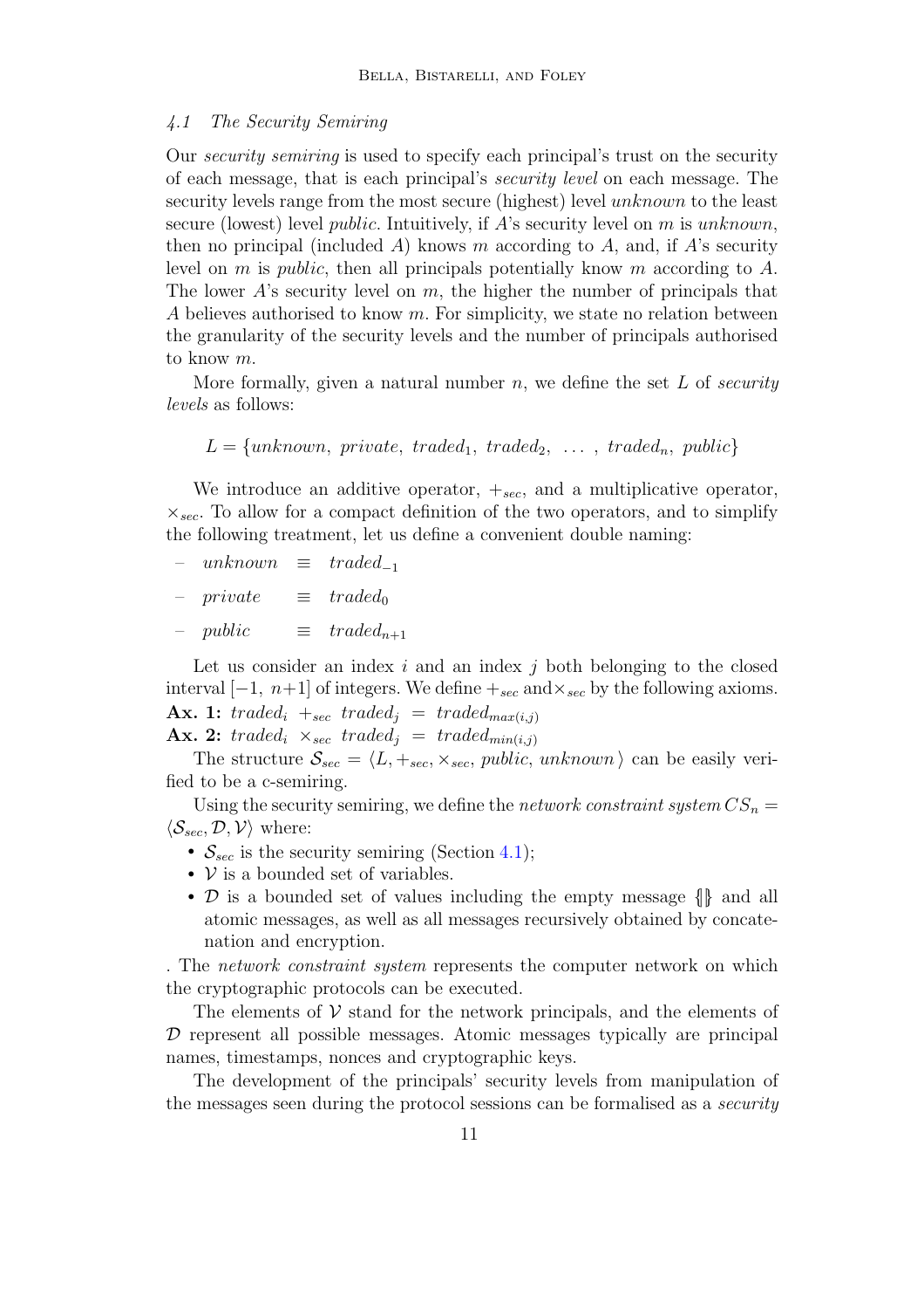### 4.1 The Security Semiring

Our *security semiring* is used to specify each principal's trust on the security of each message, that is each principal's *security level* on each message. The security levels range from the most secure (highest) level *unknown* to the least secure (lowest) level *public*. Intuitively, if $A$'s security level on $m$ is *unknown*, then no principal (included $A$) knows $m$ according to $A$, and, if $A$'s security level on $m$ is *public*, then all principals potentially know $m$ according to $A$. The lower $A$'s security level on $m$, the higher the number of principals that $A$ believes authorised to know $m$. For simplicity, we state no relation between the granularity of the security levels and the number of principals authorised to know $m$.

More formally, given a natural number $n$, we define the set $L$ of *security levels* as follows:

$$L = \{unknown,\ private,\ traded_1,\ traded_2,\ \ldots\ ,\ traded_n,\ public\}$$

We introduce an additive operator, $+_{sec}$, and a multiplicative operator, $\times_{sec}$. To allow for a compact definition of the two operators, and to simplify the following treatment, let us define a convenient double naming:

- $unknown \equiv traded_{-1}$
- $private \equiv traded_0$
- $public \equiv traded_{n+1}$

Let us consider an index $i$ and an index $j$ both belonging to the closed interval $[-1,\ n+1]$ of integers. We define $+_{sec}$ and $\times_{sec}$ by the following axioms.

**Ax. 1:** $traded_i\ +_{sec}\ traded_j\ =\ traded_{max(i,j)}$

**Ax. 2:** $traded_i\ \times_{sec}\ traded_j\ =\ traded_{min(i,j)}$

The structure $\mathcal{S}_{sec} = \langle L, +_{sec}, \times_{sec}, public, unknown\rangle$ can be easily verified to be a c-semiring.

Using the security semiring, we define the *network constraint system* $CS_n = \langle \mathcal{S}_{sec}, \mathcal{D}, \mathcal{V}\rangle$ where:

- $\mathcal{S}_{sec}$ is the security semiring (Section 4.1);
- $\mathcal{V}$ is a bounded set of variables.
- $\mathcal{D}$ is a bounded set of values including the empty message $\{\!|\,|\!\}$ and all atomic messages, as well as all messages recursively obtained by concatenation and encryption.

. The *network constraint system* represents the computer network on which the cryptographic protocols can be executed.

The elements of $\mathcal{V}$ stand for the network principals, and the elements of $\mathcal{D}$ represent all possible messages. Atomic messages typically are principal names, timestamps, nonces and cryptographic keys.

The development of the principals' security levels from manipulation of the messages seen during the protocol sessions can be formalised as a *security*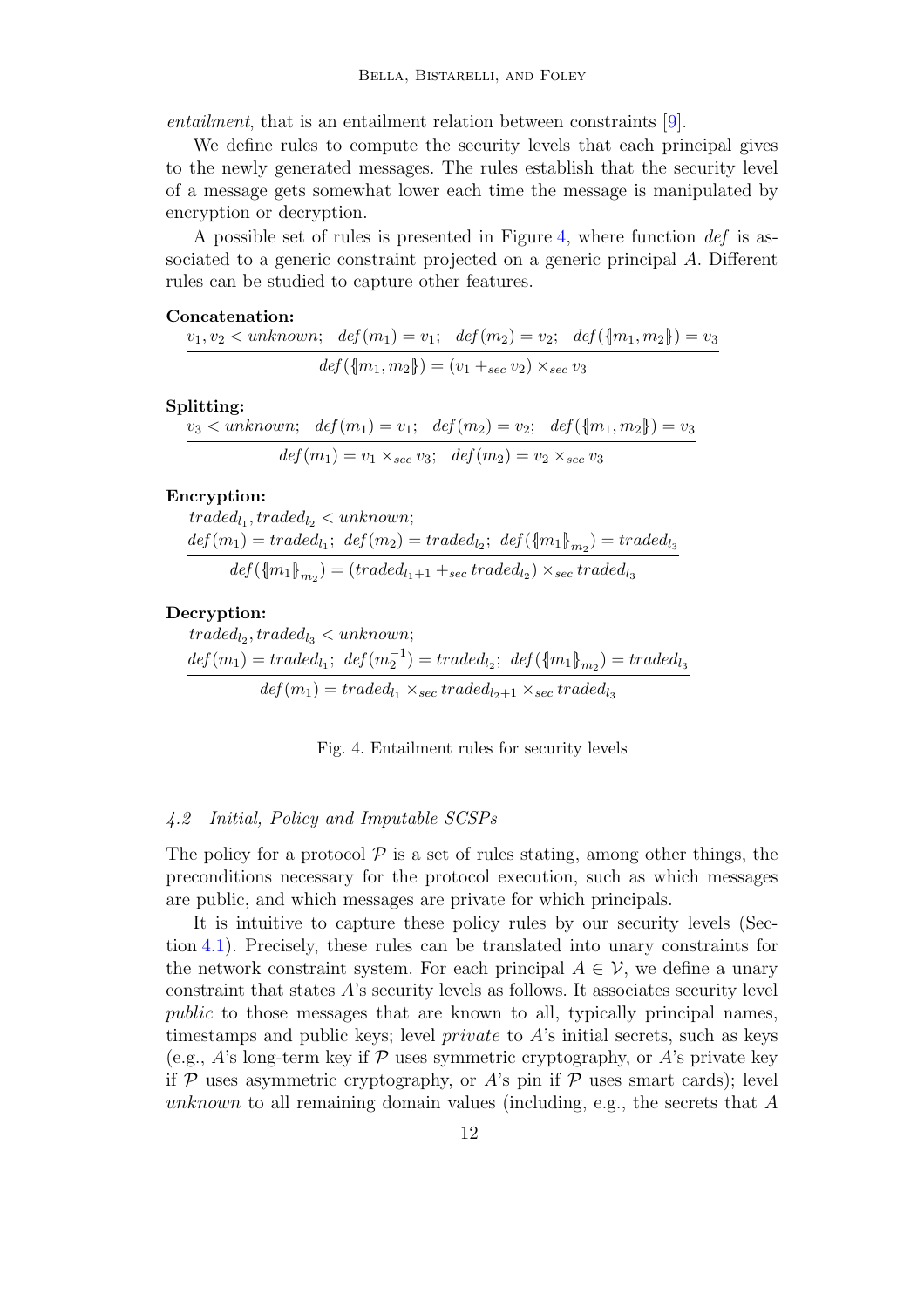*entailment*, that is an entailment relation between constraints [9].

We define rules to compute the security levels that each principal gives to the newly generated messages. The rules establish that the security level of a message gets somewhat lower each time the message is manipulated by encryption or decryption.

A possible set of rules is presented in Figure 4, where function *def* is associated to a generic constraint projected on a generic principal $A$. Different rules can be studied to capture other features.

**Concatenation:**

$$\frac{v_1, v_2 < \mathit{unknown};\quad \mathit{def}(m_1) = v_1;\quad \mathit{def}(m_2) = v_2;\quad \mathit{def}(\{\!|m_1, m_2|\!\}) = v_3}{\mathit{def}(\{\!|m_1, m_2|\!\}) = (v_1 +_{sec} v_2) \times_{sec} v_3}$$

**Splitting:**

$$\frac{v_3 < \mathit{unknown};\quad \mathit{def}(m_1) = v_1;\quad \mathit{def}(m_2) = v_2;\quad \mathit{def}(\{\!|m_1, m_2|\!\}) = v_3}{\mathit{def}(m_1) = v_1 \times_{sec} v_3;\quad \mathit{def}(m_2) = v_2 \times_{sec} v_3}$$

**Encryption:**

$$\frac{\begin{array}{l}\mathit{traded}_{l_1}, \mathit{traded}_{l_2} < \mathit{unknown};\\ \mathit{def}(m_1) = \mathit{traded}_{l_1};\ \mathit{def}(m_2) = \mathit{traded}_{l_2};\ \mathit{def}(\{\!|m_1|\!\}_{m_2}) = \mathit{traded}_{l_3}\end{array}}{\mathit{def}(\{\!|m_1|\!\}_{m_2}) = (\mathit{traded}_{l_1+1} +_{sec} \mathit{traded}_{l_2}) \times_{sec} \mathit{traded}_{l_3}}$$

**Decryption:**

$$\frac{\begin{array}{l}\mathit{traded}_{l_2}, \mathit{traded}_{l_3} < \mathit{unknown};\\ \mathit{def}(m_1) = \mathit{traded}_{l_1};\ \mathit{def}(m_2^{-1}) = \mathit{traded}_{l_2};\ \mathit{def}(\{\!|m_1|\!\}_{m_2}) = \mathit{traded}_{l_3}\end{array}}{\mathit{def}(m_1) = \mathit{traded}_{l_1} \times_{sec} \mathit{traded}_{l_2+1} \times_{sec} \mathit{traded}_{l_3}}$$

Fig. 4. Entailment rules for security levels

### *4.2 Initial, Policy and Imputable SCSPs*

The policy for a protocol $\mathcal{P}$ is a set of rules stating, among other things, the preconditions necessary for the protocol execution, such as which messages are public, and which messages are private for which principals.

It is intuitive to capture these policy rules by our security levels (Section 4.1). Precisely, these rules can be translated into unary constraints for the network constraint system. For each principal $A \in \mathcal{V}$, we define a unary constraint that states $A$'s security levels as follows. It associates security level *public* to those messages that are known to all, typically principal names, timestamps and public keys; level *private* to $A$'s initial secrets, such as keys (e.g., $A$'s long-term key if $\mathcal{P}$ uses symmetric cryptography, or $A$'s private key if $\mathcal{P}$ uses asymmetric cryptography, or $A$'s pin if $\mathcal{P}$ uses smart cards); level *unknown* to all remaining domain values (including, e.g., the secrets that $A$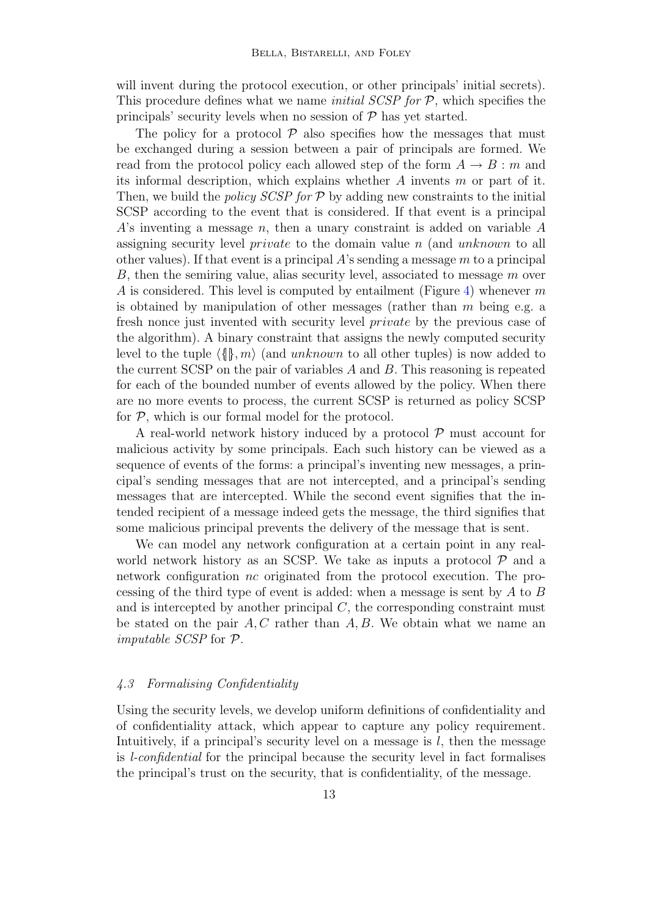will invent during the protocol execution, or other principals' initial secrets). This procedure defines what we name *initial SCSP for $\mathcal{P}$*, which specifies the principals' security levels when no session of $\mathcal{P}$ has yet started.

The policy for a protocol $\mathcal{P}$ also specifies how the messages that must be exchanged during a session between a pair of principals are formed. We read from the protocol policy each allowed step of the form $A \rightarrow B : m$ and its informal description, which explains whether $A$ invents $m$ or part of it. Then, we build the *policy SCSP for $\mathcal{P}$* by adding new constraints to the initial SCSP according to the event that is considered. If that event is a principal $A$'s inventing a message $n$, then a unary constraint is added on variable $A$ assigning security level *private* to the domain value $n$ (and *unknown* to all other values). If that event is a principal $A$'s sending a message $m$ to a principal $B$, then the semiring value, alias security level, associated to message $m$ over $A$ is considered. This level is computed by entailment (Figure 4) whenever $m$ is obtained by manipulation of other messages (rather than $m$ being e.g. a fresh nonce just invented with security level *private* by the previous case of the algorithm). A binary constraint that assigns the newly computed security level to the tuple $\langle \{\!|\,|\!\}, m \rangle$ (and *unknown* to all other tuples) is now added to the current SCSP on the pair of variables $A$ and $B$. This reasoning is repeated for each of the bounded number of events allowed by the policy. When there are no more events to process, the current SCSP is returned as policy SCSP for $\mathcal{P}$, which is our formal model for the protocol.

A real-world network history induced by a protocol $\mathcal{P}$ must account for malicious activity by some principals. Each such history can be viewed as a sequence of events of the forms: a principal's inventing new messages, a principal's sending messages that are not intercepted, and a principal's sending messages that are intercepted. While the second event signifies that the intended recipient of a message indeed gets the message, the third signifies that some malicious principal prevents the delivery of the message that is sent.

We can model any network configuration at a certain point in any real-world network history as an SCSP. We take as inputs a protocol $\mathcal{P}$ and a network configuration *nc* originated from the protocol execution. The processing of the third type of event is added: when a message is sent by $A$ to $B$ and is intercepted by another principal $C$, the corresponding constraint must be stated on the pair $A, C$ rather than $A, B$. We obtain what we name an *imputable SCSP* for $\mathcal{P}$.

### *4.3 Formalising Confidentiality*

Using the security levels, we develop uniform definitions of confidentiality and of confidentiality attack, which appear to capture any policy requirement. Intuitively, if a principal's security level on a message is $l$, then the message is *$l$-confidential* for the principal because the security level in fact formalises the principal's trust on the security, that is confidentiality, of the message.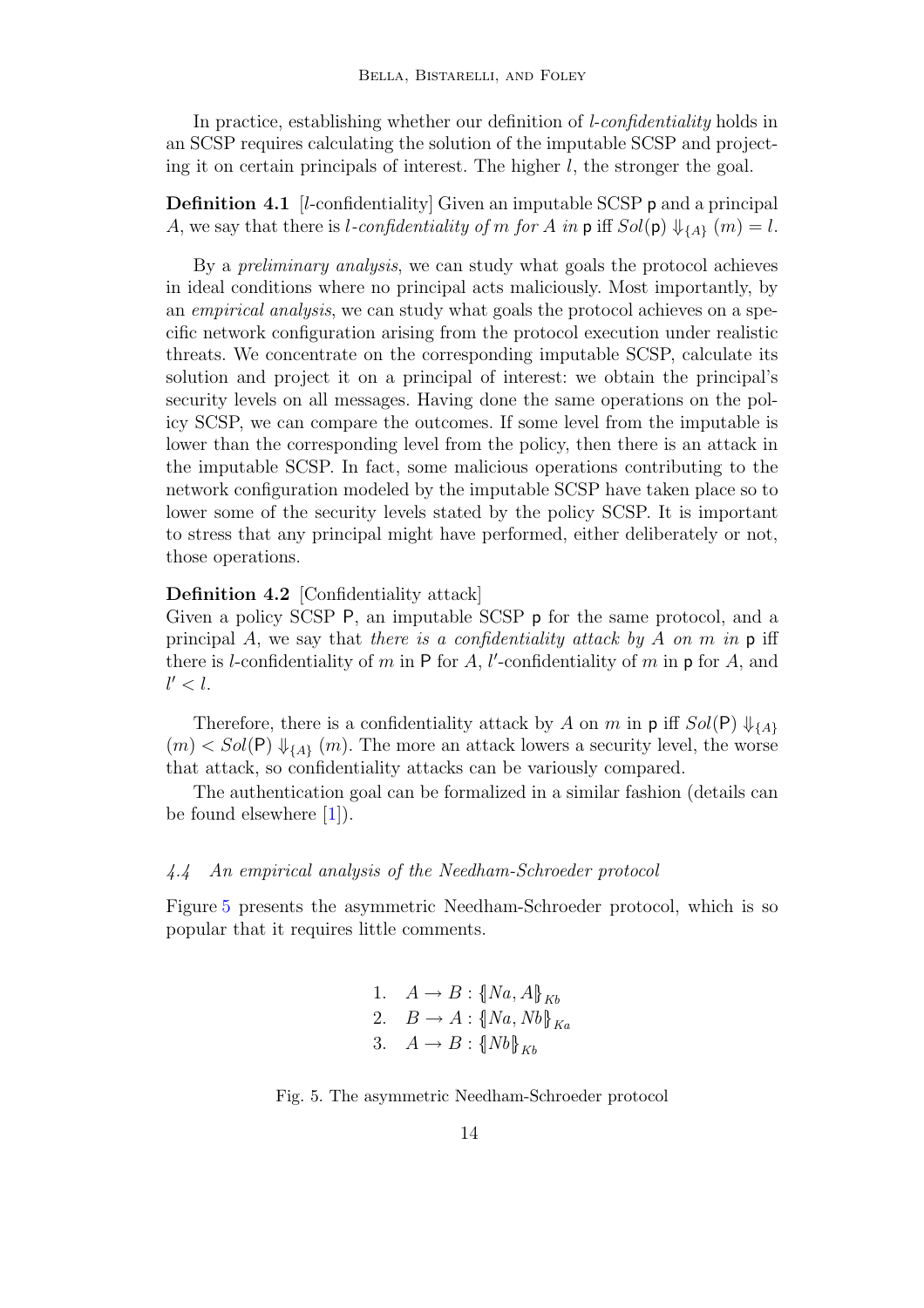In practice, establishing whether our definition of *l-confidentiality* holds in an SCSP requires calculating the solution of the imputable SCSP and projecting it on certain principals of interest. The higher $l$, the stronger the goal.

**Definition 4.1** [$l$-confidentiality] Given an imputable SCSP $\mathsf{p}$ and a principal $A$, we say that there is *$l$-confidentiality of $m$ for $A$ in* $\mathsf{p}$ iff $Sol(\mathsf{p}) \Downarrow_{\{A\}} (m) = l$.

By a *preliminary analysis*, we can study what goals the protocol achieves in ideal conditions where no principal acts maliciously. Most importantly, by an *empirical analysis*, we can study what goals the protocol achieves on a specific network configuration arising from the protocol execution under realistic threats. We concentrate on the corresponding imputable SCSP, calculate its solution and project it on a principal of interest: we obtain the principal's security levels on all messages. Having done the same operations on the policy SCSP, we can compare the outcomes. If some level from the imputable is lower than the corresponding level from the policy, then there is an attack in the imputable SCSP. In fact, some malicious operations contributing to the network configuration modeled by the imputable SCSP have taken place so to lower some of the security levels stated by the policy SCSP. It is important to stress that any principal might have performed, either deliberately or not, those operations.

**Definition 4.2** [Confidentiality attack]
Given a policy SCSP $\mathsf{P}$, an imputable SCSP $\mathsf{p}$ for the same protocol, and a principal $A$, we say that *there is a confidentiality attack by $A$ on $m$ in* $\mathsf{p}$ iff there is $l$-confidentiality of $m$ in $\mathsf{P}$ for $A$, $l'$-confidentiality of $m$ in $\mathsf{p}$ for $A$, and $l' < l$.

Therefore, there is a confidentiality attack by $A$ on $m$ in $\mathsf{p}$ iff $Sol(\mathsf{P}) \Downarrow_{\{A\}} (m) < Sol(\mathsf{P}) \Downarrow_{\{A\}} (m)$. The more an attack lowers a security level, the worse that attack, so confidentiality attacks can be variously compared.

The authentication goal can be formalized in a similar fashion (details can be found elsewhere [1]).

### 4.4 An empirical analysis of the Needham-Schroeder protocol

Figure 5 presents the asymmetric Needham-Schroeder protocol, which is so popular that it requires little comments.

$$
\begin{aligned}
&1. \quad A \rightarrow B : \{\!|Na, A|\!\}_{Kb} \\
&2. \quad B \rightarrow A : \{\!|Na, Nb|\!\}_{Ka} \\
&3. \quad A \rightarrow B : \{\!|Nb|\!\}_{Kb}
\end{aligned}
$$

Fig. 5. The asymmetric Needham-Schroeder protocol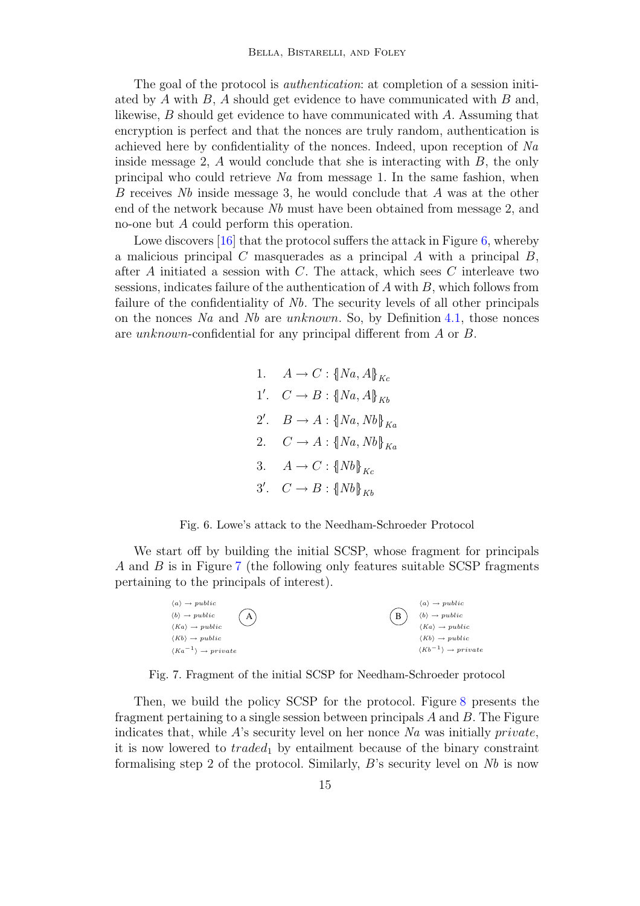The goal of the protocol is *authentication*: at completion of a session initiated by $A$ with $B$, $A$ should get evidence to have communicated with $B$ and, likewise, $B$ should get evidence to have communicated with $A$. Assuming that encryption is perfect and that the nonces are truly random, authentication is achieved here by confidentiality of the nonces. Indeed, upon reception of $Na$ inside message 2, $A$ would conclude that she is interacting with $B$, the only principal who could retrieve $Na$ from message 1. In the same fashion, when $B$ receives $Nb$ inside message 3, he would conclude that $A$ was at the other end of the network because $Nb$ must have been obtained from message 2, and no-one but $A$ could perform this operation.

Lowe discovers [16] that the protocol suffers the attack in Figure 6, whereby a malicious principal $C$ masquerades as a principal $A$ with a principal $B$, after $A$ initiated a session with $C$. The attack, which sees $C$ interleave two sessions, indicates failure of the authentication of $A$ with $B$, which follows from failure of the confidentiality of $Nb$. The security levels of all other principals on the nonces $Na$ and $Nb$ are *unknown*. So, by Definition 4.1, those nonces are *unknown*-confidential for any principal different from $A$ or $B$.

$$
\begin{array}{ll}
1. & A \rightarrow C : \{\!|Na, A|\!\}_{Kc} \\
1'. & C \rightarrow B : \{\!|Na, A|\!\}_{Kb} \\
2'. & B \rightarrow A : \{\!|Na, Nb|\!\}_{Ka} \\
2. & C \rightarrow A : \{\!|Na, Nb|\!\}_{Ka} \\
3. & A \rightarrow C : \{\!|Nb|\!\}_{Kc} \\
3'. & C \rightarrow B : \{\!|Nb|\!\}_{Kb}
\end{array}
$$

Fig. 6. Lowe's attack to the Needham-Schroeder Protocol

We start off by building the initial SCSP, whose fragment for principals $A$ and $B$ is in Figure 7 (the following only features suitable SCSP fragments pertaining to the principals of interest).

| A | B |
|---|---|
| $\langle a \rangle \rightarrow public$ | $\langle a \rangle \rightarrow public$ |
| $\langle b \rangle \rightarrow public$ | $\langle b \rangle \rightarrow public$ |
| $\langle Ka \rangle \rightarrow public$ | $\langle Ka \rangle \rightarrow public$ |
| $\langle Kb \rangle \rightarrow public$ | $\langle Kb \rangle \rightarrow public$ |
| $\langle Ka^{-1} \rangle \rightarrow private$ | $\langle Kb^{-1} \rangle \rightarrow private$ |

Fig. 7. Fragment of the initial SCSP for Needham-Schroeder protocol

Then, we build the policy SCSP for the protocol. Figure 8 presents the fragment pertaining to a single session between principals $A$ and $B$. The Figure indicates that, while $A$'s security level on her nonce $Na$ was initially *private*, it is now lowered to $traded_1$ by entailment because of the binary constraint formalising step 2 of the protocol. Similarly, $B$'s security level on $Nb$ is now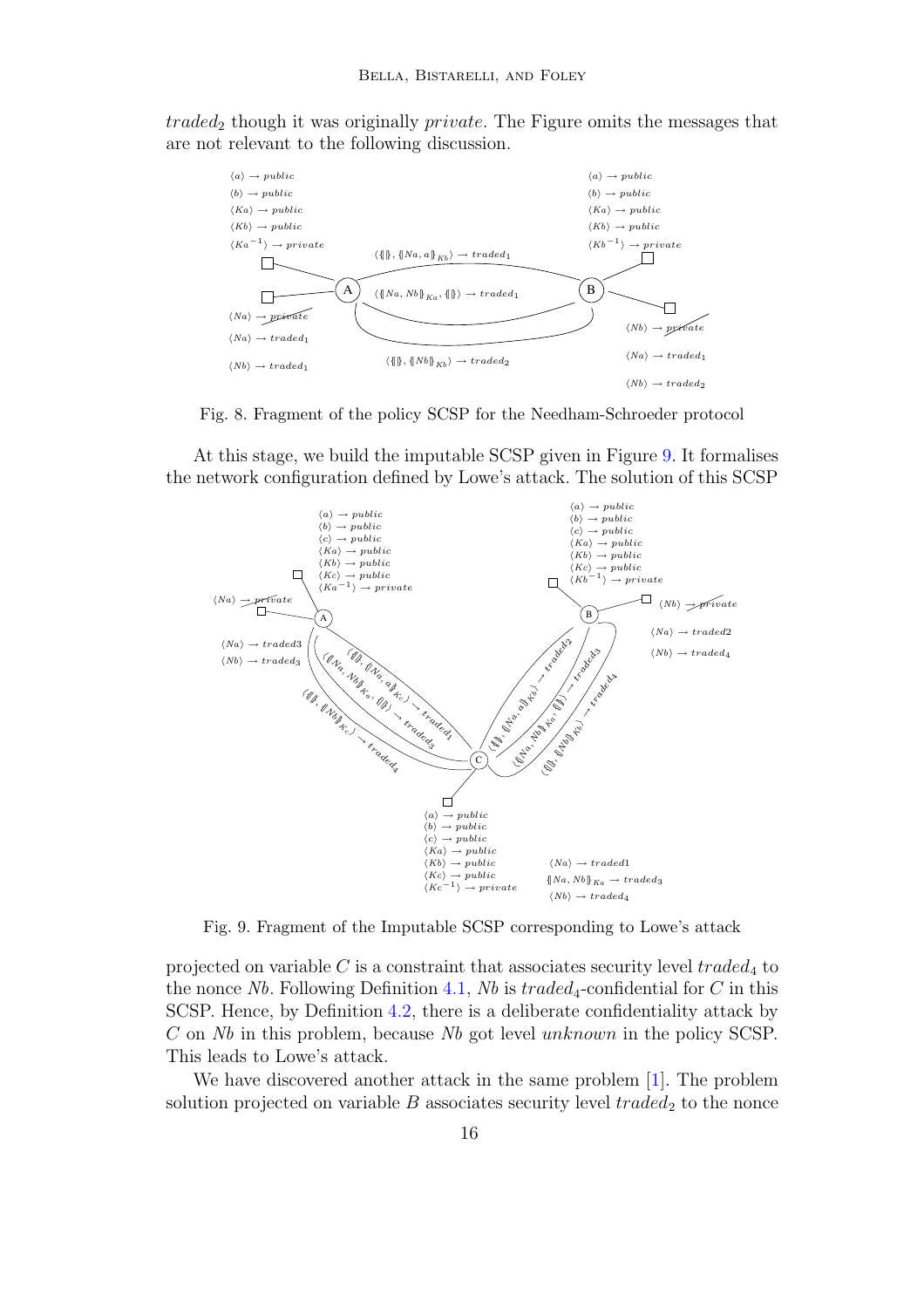$traded_2$ though it was originally *private*. The Figure omits the messages that are not relevant to the following discussion.

Fig. 8. Fragment of the policy SCSP for the Needham-Schroeder protocol

At this stage, we build the imputable SCSP given in Figure 9. It formalises the network configuration defined by Lowe's attack. The solution of this SCSP

Fig. 9. Fragment of the Imputable SCSP corresponding to Lowe's attack

projected on variable $C$ is a constraint that associates security level $traded_4$ to the nonce $Nb$. Following Definition 4.1, $Nb$ is $traded_4$-confidential for $C$ in this SCSP. Hence, by Definition 4.2, there is a deliberate confidentiality attack by $C$ on $Nb$ in this problem, because $Nb$ got level *unknown* in the policy SCSP. This leads to Lowe's attack.

We have discovered another attack in the same problem [1]. The problem solution projected on variable $B$ associates security level $traded_2$ to the nonce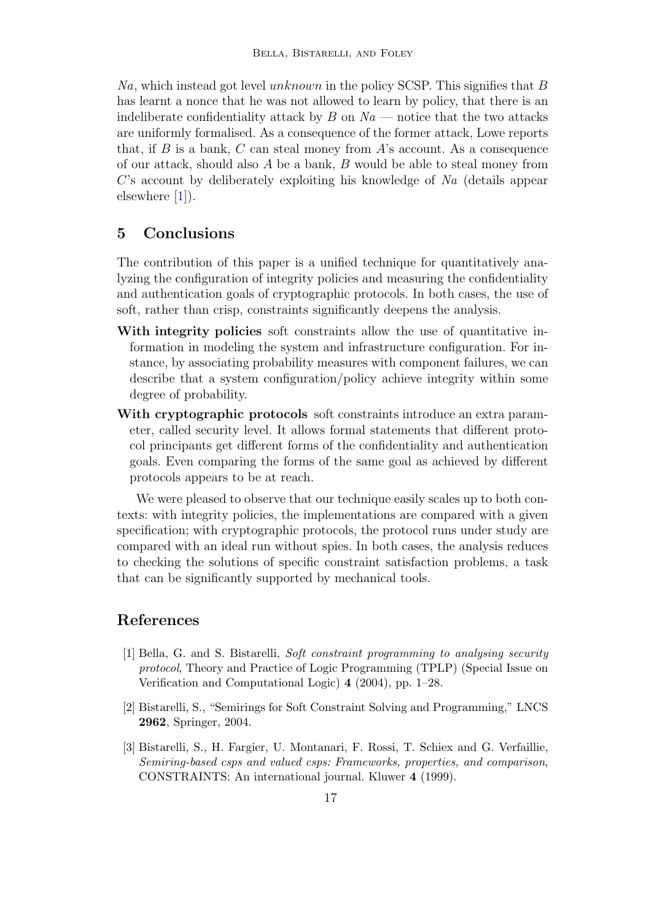*Na*, which instead got level *unknown* in the policy SCSP. This signifies that $B$ has learnt a nonce that he was not allowed to learn by policy, that there is an indeliberate confidentiality attack by $B$ on *Na* — notice that the two attacks are uniformly formalised. As a consequence of the former attack, Lowe reports that, if $B$ is a bank, $C$ can steal money from $A$'s account. As a consequence of our attack, should also $A$ be a bank, $B$ would be able to steal money from $C$'s account by deliberately exploiting his knowledge of *Na* (details appear elsewhere [1]).

## 5 Conclusions

The contribution of this paper is a unified technique for quantitatively analyzing the configuration of integrity policies and measuring the confidentiality and authentication goals of cryptographic protocols. In both cases, the use of soft, rather than crisp, constraints significantly deepens the analysis.

**With integrity policies** soft constraints allow the use of quantitative information in modeling the system and infrastructure configuration. For instance, by associating probability measures with component failures, we can describe that a system configuration/policy achieve integrity within some degree of probability.

**With cryptographic protocols** soft constraints introduce an extra parameter, called security level. It allows formal statements that different protocol principants get different forms of the confidentiality and authentication goals. Even comparing the forms of the same goal as achieved by different protocols appears to be at reach.

We were pleased to observe that our technique easily scales up to both contexts: with integrity policies, the implementations are compared with a given specification; with cryptographic protocols, the protocol runs under study are compared with an ideal run without spies. In both cases, the analysis reduces to checking the solutions of specific constraint satisfaction problems, a task that can be significantly supported by mechanical tools.

## References

[1] Bella, G. and S. Bistarelli, *Soft constraint programming to analysing security protocol*, Theory and Practice of Logic Programming (TPLP) (Special Issue on Verification and Computational Logic) **4** (2004), pp. 1–28.

[2] Bistarelli, S., "Semirings for Soft Constraint Solving and Programming," LNCS **2962**, Springer, 2004.

[3] Bistarelli, S., H. Fargier, U. Montanari, F. Rossi, T. Schiex and G. Verfaillie, *Semiring-based csps and valued csps: Frameworks, properties, and comparison*, CONSTRAINTS: An international journal. Kluwer **4** (1999).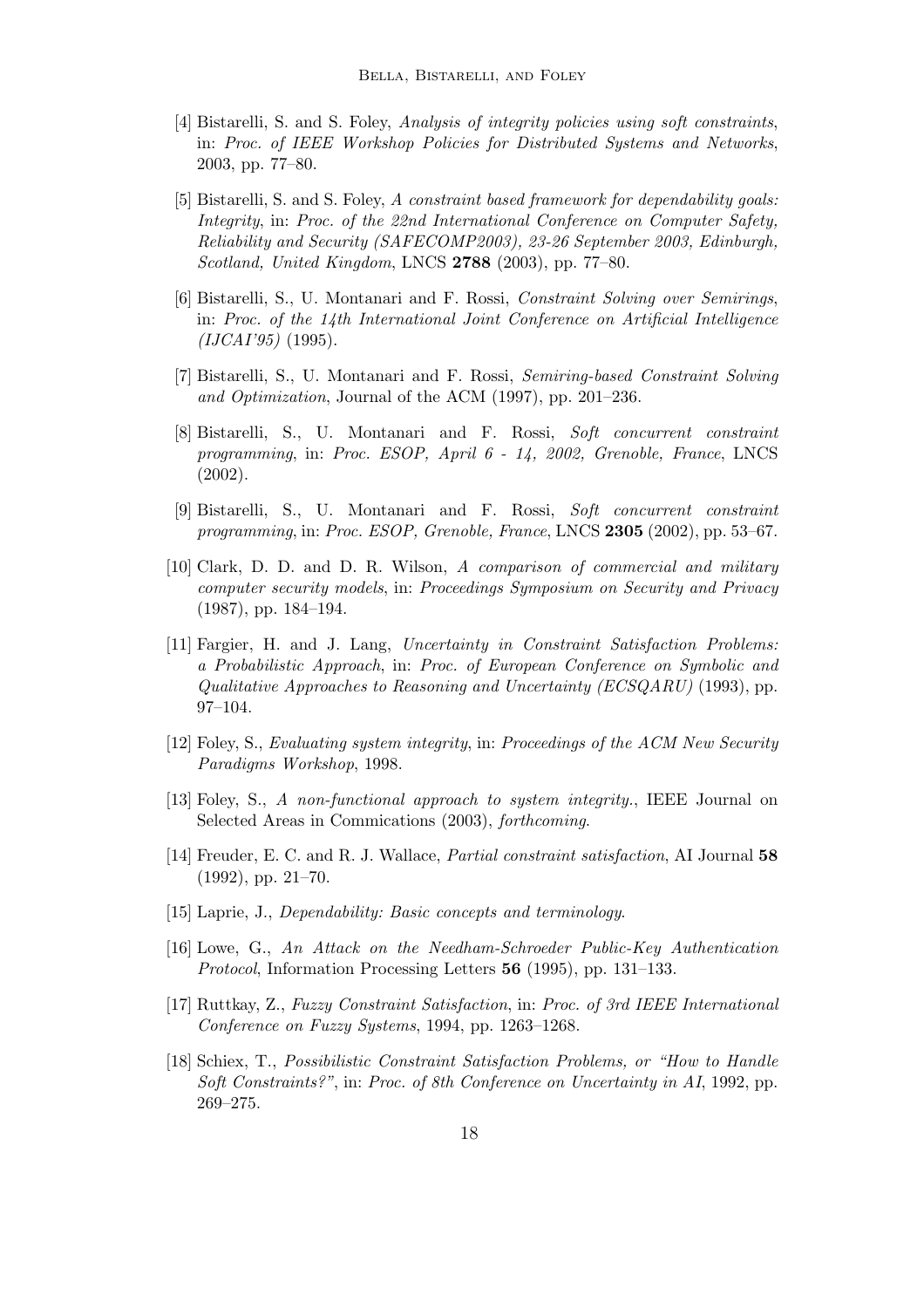[4] Bistarelli, S. and S. Foley, *Analysis of integrity policies using soft constraints*, in: *Proc. of IEEE Workshop Policies for Distributed Systems and Networks*, 2003, pp. 77–80.

[5] Bistarelli, S. and S. Foley, *A constraint based framework for dependability goals: Integrity*, in: *Proc. of the 22nd International Conference on Computer Safety, Reliability and Security (SAFECOMP2003), 23-26 September 2003, Edinburgh, Scotland, United Kingdom*, LNCS **2788** (2003), pp. 77–80.

[6] Bistarelli, S., U. Montanari and F. Rossi, *Constraint Solving over Semirings*, in: *Proc. of the 14th International Joint Conference on Artificial Intelligence (IJCAI'95)* (1995).

[7] Bistarelli, S., U. Montanari and F. Rossi, *Semiring-based Constraint Solving and Optimization*, Journal of the ACM (1997), pp. 201–236.

[8] Bistarelli, S., U. Montanari and F. Rossi, *Soft concurrent constraint programming*, in: *Proc. ESOP, April 6 - 14, 2002, Grenoble, France*, LNCS (2002).

[9] Bistarelli, S., U. Montanari and F. Rossi, *Soft concurrent constraint programming*, in: *Proc. ESOP, Grenoble, France*, LNCS **2305** (2002), pp. 53–67.

[10] Clark, D. D. and D. R. Wilson, *A comparison of commercial and military computer security models*, in: *Proceedings Symposium on Security and Privacy* (1987), pp. 184–194.

[11] Fargier, H. and J. Lang, *Uncertainty in Constraint Satisfaction Problems: a Probabilistic Approach*, in: *Proc. of European Conference on Symbolic and Qualitative Approaches to Reasoning and Uncertainty (ECSQARU)* (1993), pp. 97–104.

[12] Foley, S., *Evaluating system integrity*, in: *Proceedings of the ACM New Security Paradigms Workshop*, 1998.

[13] Foley, S., *A non-functional approach to system integrity.*, IEEE Journal on Selected Areas in Commications (2003), *forthcoming*.

[14] Freuder, E. C. and R. J. Wallace, *Partial constraint satisfaction*, AI Journal **58** (1992), pp. 21–70.

[15] Laprie, J., *Dependability: Basic concepts and terminology*.

[16] Lowe, G., *An Attack on the Needham-Schroeder Public-Key Authentication Protocol*, Information Processing Letters **56** (1995), pp. 131–133.

[17] Ruttkay, Z., *Fuzzy Constraint Satisfaction*, in: *Proc. of 3rd IEEE International Conference on Fuzzy Systems*, 1994, pp. 1263–1268.

[18] Schiex, T., *Possibilistic Constraint Satisfaction Problems, or "How to Handle Soft Constraints?"*, in: *Proc. of 8th Conference on Uncertainty in AI*, 1992, pp. 269–275.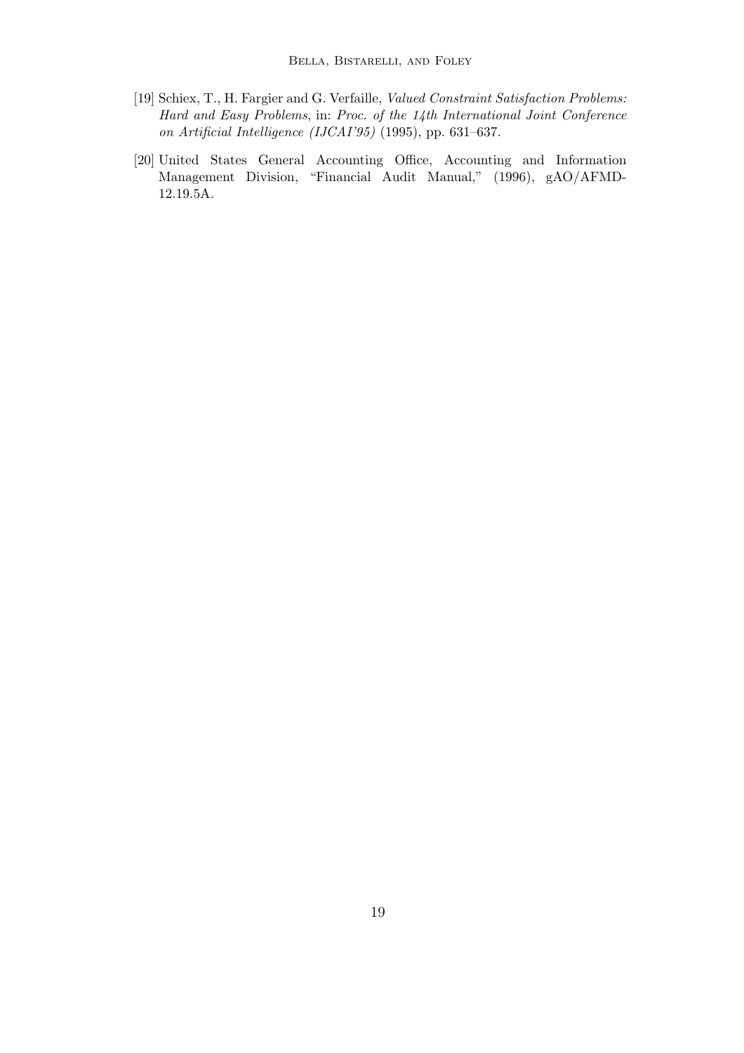[19] Schiex, T., H. Fargier and G. Verfaille, *Valued Constraint Satisfaction Problems: Hard and Easy Problems*, in: *Proc. of the 14th International Joint Conference on Artificial Intelligence (IJCAI'95)* (1995), pp. 631–637.

[20] United States General Accounting Office, Accounting and Information Management Division, "Financial Audit Manual," (1996), gAO/AFMD-12.19.5A.